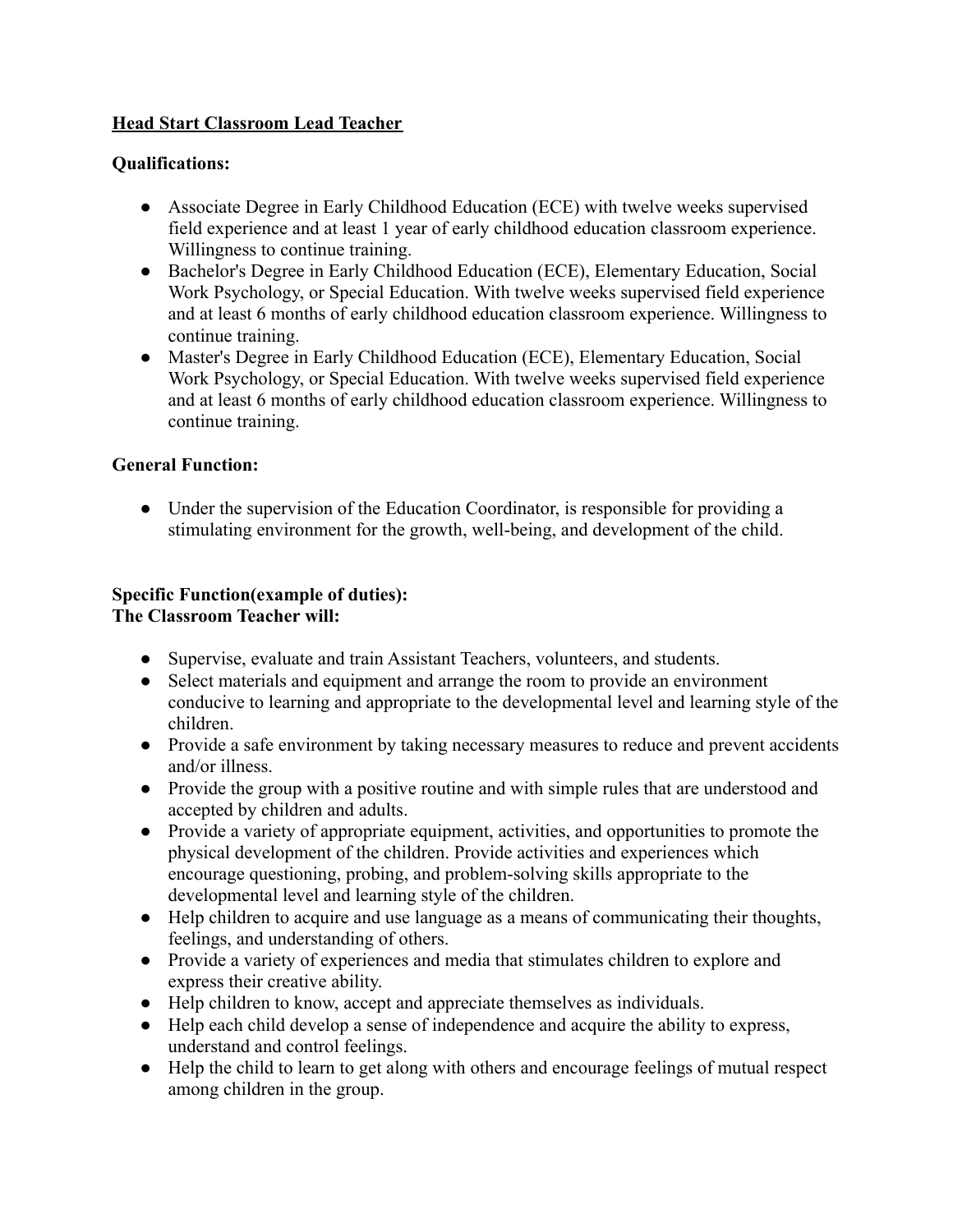**<u>Head Start Classroom Lead Teacher</u>**

**Qualifications:**

- Associate Degree in Early Childhood Education (ECE) with twelve weeks supervised field experience and at least 1 year of early childhood education classroom experience. Willingness to continue training.
- Bachelor's Degree in Early Childhood Education (ECE), Elementary Education, Social Work Psychology, or Special Education. With twelve weeks supervised field experience and at least 6 months of early childhood education classroom experience. Willingness to continue training.
- Master's Degree in Early Childhood Education (ECE), Elementary Education, Social Work Psychology, or Special Education. With twelve weeks supervised field experience and at least 6 months of early childhood education classroom experience. Willingness to continue training.

**General Function:**

- Under the supervision of the Education Coordinator, is responsible for providing a stimulating environment for the growth, well-being, and development of the child.

**Specific Function(example of duties):**
**The Classroom Teacher will:**

- Supervise, evaluate and train Assistant Teachers, volunteers, and students.
- Select materials and equipment and arrange the room to provide an environment conducive to learning and appropriate to the developmental level and learning style of the children.
- Provide a safe environment by taking necessary measures to reduce and prevent accidents and/or illness.
- Provide the group with a positive routine and with simple rules that are understood and accepted by children and adults.
- Provide a variety of appropriate equipment, activities, and opportunities to promote the physical development of the children. Provide activities and experiences which encourage questioning, probing, and problem-solving skills appropriate to the developmental level and learning style of the children.
- Help children to acquire and use language as a means of communicating their thoughts, feelings, and understanding of others.
- Provide a variety of experiences and media that stimulates children to explore and express their creative ability.
- Help children to know, accept and appreciate themselves as individuals.
- Help each child develop a sense of independence and acquire the ability to express, understand and control feelings.
- Help the child to learn to get along with others and encourage feelings of mutual respect among children in the group.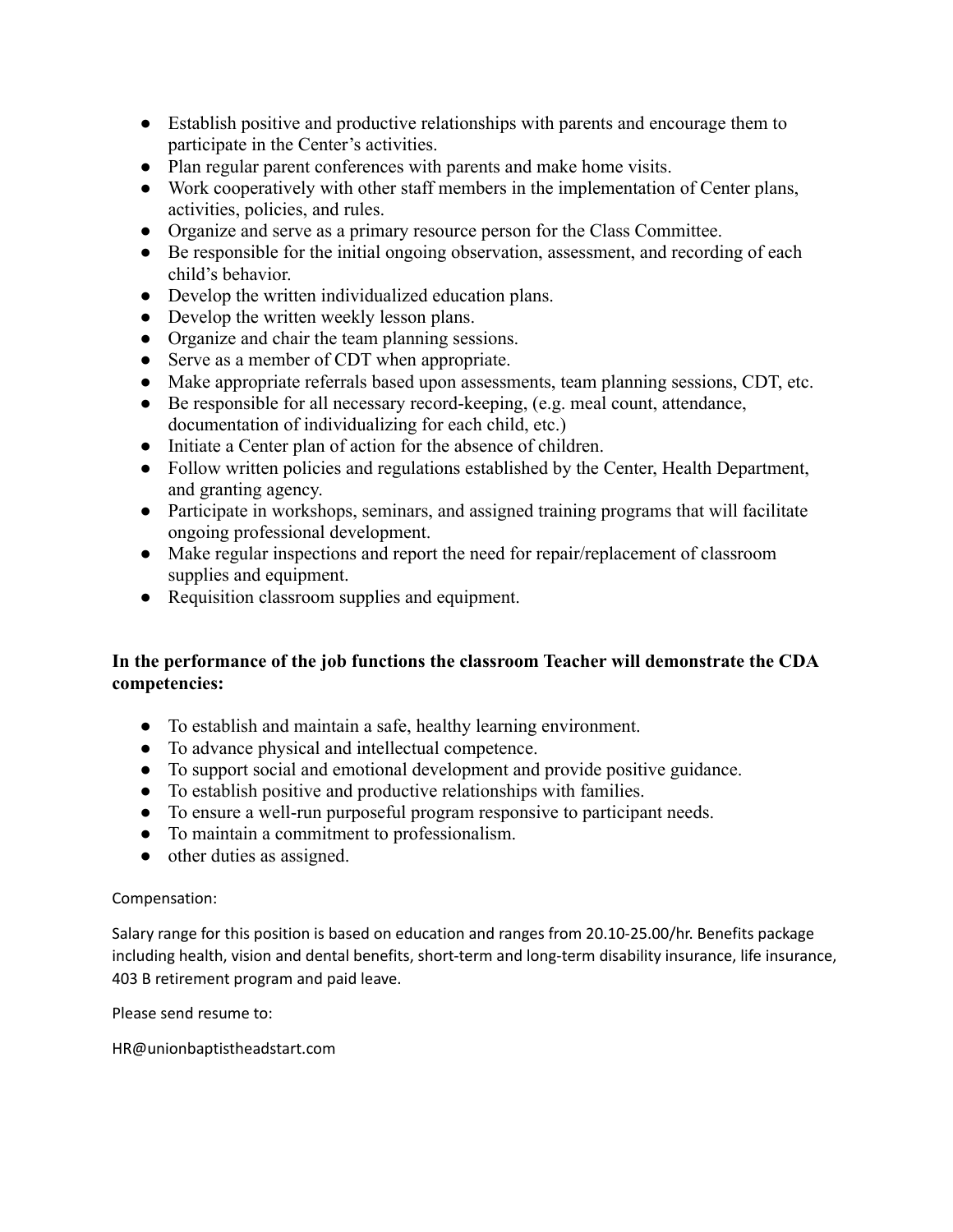- Establish positive and productive relationships with parents and encourage them to participate in the Center's activities.
- Plan regular parent conferences with parents and make home visits.
- Work cooperatively with other staff members in the implementation of Center plans, activities, policies, and rules.
- Organize and serve as a primary resource person for the Class Committee.
- Be responsible for the initial ongoing observation, assessment, and recording of each child's behavior.
- Develop the written individualized education plans.
- Develop the written weekly lesson plans.
- Organize and chair the team planning sessions.
- Serve as a member of CDT when appropriate.
- Make appropriate referrals based upon assessments, team planning sessions, CDT, etc.
- Be responsible for all necessary record-keeping, (e.g. meal count, attendance, documentation of individualizing for each child, etc.)
- Initiate a Center plan of action for the absence of children.
- Follow written policies and regulations established by the Center, Health Department, and granting agency.
- Participate in workshops, seminars, and assigned training programs that will facilitate ongoing professional development.
- Make regular inspections and report the need for repair/replacement of classroom supplies and equipment.
- Requisition classroom supplies and equipment.

**In the performance of the job functions the classroom Teacher will demonstrate the CDA competencies:**

- To establish and maintain a safe, healthy learning environment.
- To advance physical and intellectual competence.
- To support social and emotional development and provide positive guidance.
- To establish positive and productive relationships with families.
- To ensure a well-run purposeful program responsive to participant needs.
- To maintain a commitment to professionalism.
- other duties as assigned.

Compensation:

Salary range for this position is based on education and ranges from 20.10-25.00/hr. Benefits package including health, vision and dental benefits, short-term and long-term disability insurance, life insurance, 403 B retirement program and paid leave.

Please send resume to:

HR@unionbaptistheadstart.com